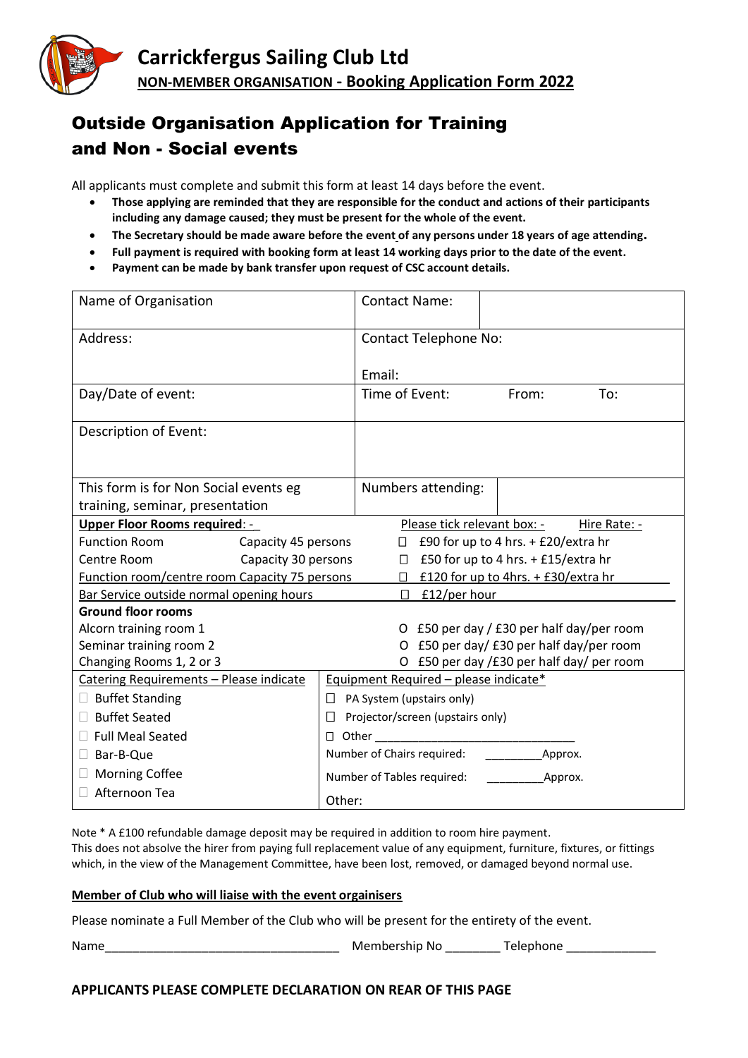# Carrickfergus Sailing Club Ltd

**NON-MEMBER ORGANISATION - Booking Application Form 2022**

## Outside Organisation Application for Training and Non - Social events

All applicants must complete and submit this form at least 14 days before the event.

- **Those applying are reminded that they are responsible for the conduct and actions of their participants including any damage caused; they must be present for the whole of the event.**
- **The Secretary should be made aware before the event of any persons under 18 years of age attending.**
- **Full payment is required with booking form at least 14 working days prior to the date of the event.**
- **Payment can be made by bank transfer upon request of CSC account details.**

| | |
|---|---|
| Name of Organisation | Contact Name: |
| Address: | Contact Telephone No:<br><br>Email: |
| Day/Date of event: | Time of Event: From: To: |
| Description of Event: | |
| This form is for Non Social events eg training, seminar, presentation | Numbers attending: |

| **Upper Floor Rooms required**: - | | Please tick relevant box: - Hire Rate: - |
|---|---|---|
| Function Room | Capacity 45 persons | ☐ £90 for up to 4 hrs. + £20/extra hr |
| Centre Room | Capacity 30 persons | ☐ £50 for up to 4 hrs. + £15/extra hr |
| Function room/centre room Capacity 75 persons | | ☐ £120 for up to 4hrs. + £30/extra hr |
| Bar Service outside normal opening hours | | ☐ £12/per hour |
| **Ground floor rooms** | | |
| Alcorn training room 1 | | O £50 per day / £30 per half day/per room |
| Seminar training room 2 | | O £50 per day/ £30 per half day/per room |
| Changing Rooms 1, 2 or 3 | | O £50 per day /£30 per half day/ per room |

| Catering Requirements – Please indicate | Equipment Required – please indicate* |
|---|---|
| ☐ Buffet Standing | ☐ PA System (upstairs only) |
| ☐ Buffet Seated | ☐ Projector/screen (upstairs only) |
| ☐ Full Meal Seated | ☐ Other ______________________________ |
| ☐ Bar-B-Que | Number of Chairs required: _________Approx. |
| ☐ Morning Coffee | Number of Tables required: _________Approx. |
| ☐ Afternoon Tea | Other: |

Note * A £100 refundable damage deposit may be required in addition to room hire payment.
This does not absolve the hirer from paying full replacement value of any equipment, furniture, fixtures, or fittings which, in the view of the Management Committee, have been lost, removed, or damaged beyond normal use.

**Member of Club who will liaise with the event orgainisers**

Please nominate a Full Member of the Club who will be present for the entirety of the event.

Name__________________________________ Membership No ________ Telephone _____________

**APPLICANTS PLEASE COMPLETE DECLARATION ON REAR OF THIS PAGE**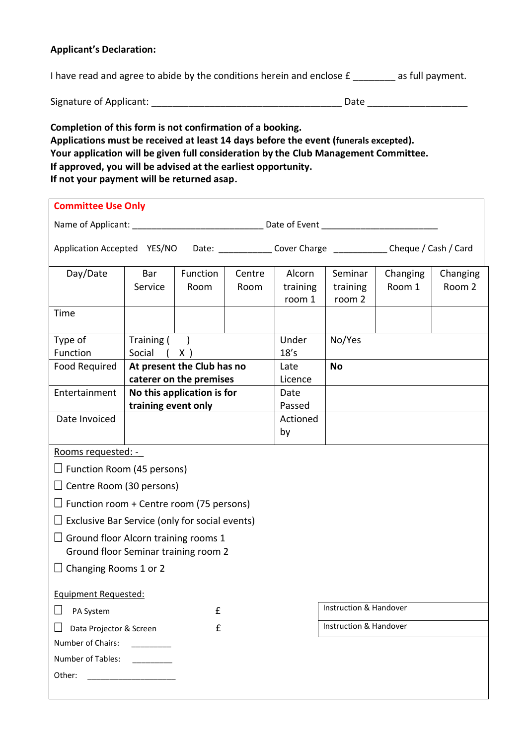**Applicant's Declaration:**

I have read and agree to abide by the conditions herein and enclose £ ________ as full payment.

Signature of Applicant: ____________________________________ Date ___________________

**Completion of this form is not confirmation of a booking.**
**Applications must be received at least 14 days before the event (funerals excepted).**
**Your application will be given full consideration by the Club Management Committee.**
**If approved, you will be advised at the earliest opportunity.**
**If not your payment will be returned asap.**

**Committee Use Only**

Name of Applicant: ___________________________ Date of Event ________________________

Application Accepted YES/NO Date: ___________ Cover Charge ___________ Cheque / Cash / Card

| Day/Date | Bar Service | Function Room | Centre Room | Alcorn training room 1 | Seminar training room 2 | Changing Room 1 | Changing Room 2 |
|---|---|---|---|---|---|---|---|
| Time | | | | | | | |
| Type of Function | Training ( ) Social ( X ) | | | Under 18's | No/Yes | | |
| Food Required | **At present the Club has no caterer on the premises** | | | Late Licence | **No** | | |
| Entertainment | **No this application is for training event only** | | | Date Passed | | | |
| Date Invoiced | | | | Actioned by | | | |

Rooms requested: -

☐ Function Room (45 persons)

☐ Centre Room (30 persons)

☐ Function room + Centre room (75 persons)

☐ Exclusive Bar Service (only for social events)

☐ Ground floor Alcorn training rooms 1
Ground floor Seminar training room 2

☐ Changing Rooms 1 or 2

Equipment Requested:

| | | |
|---|---|---|
| ☐ PA System | £ | Instruction & Handover |
| ☐ Data Projector & Screen | £ | Instruction & Handover |

Number of Chairs: _________

Number of Tables: _________

Other: ____________________